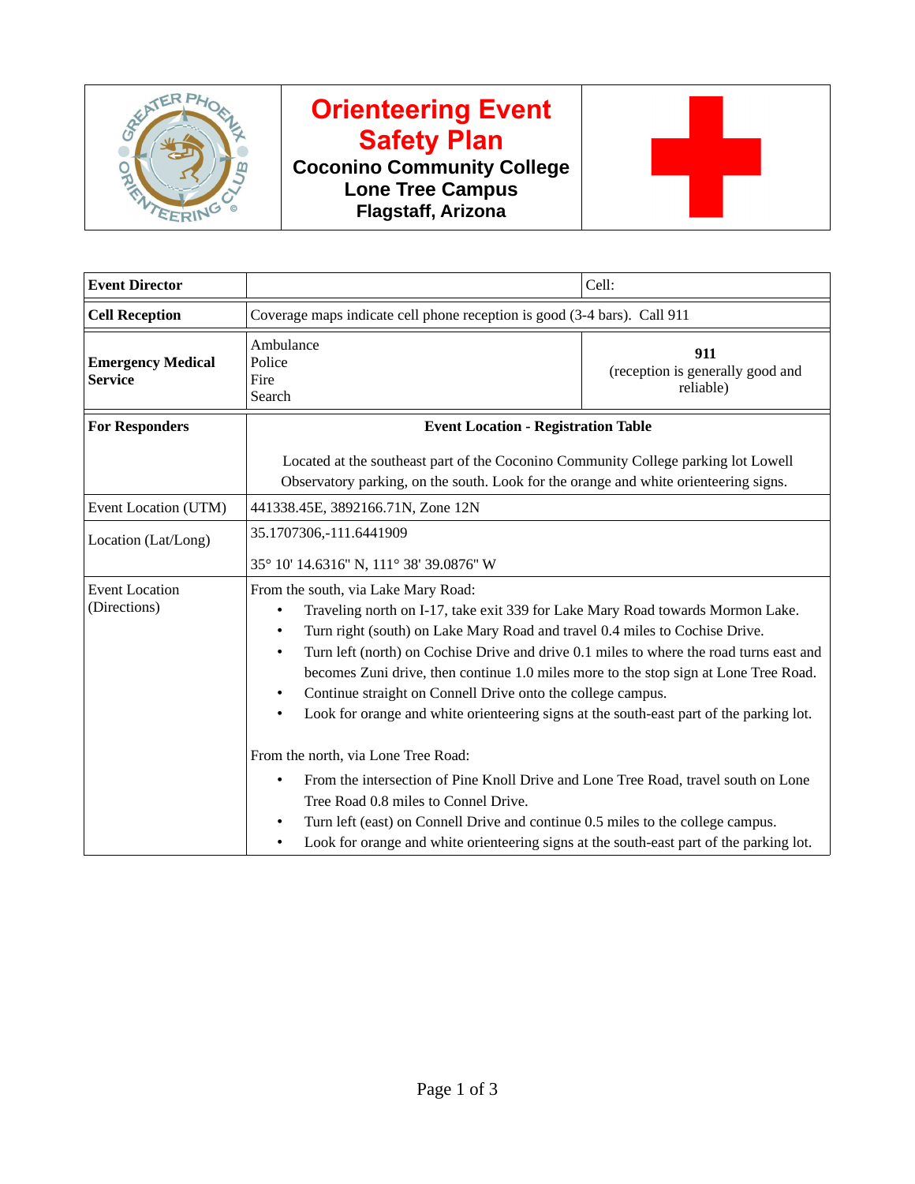# Orienteering Event Safety Plan

**Coconino Community College**
**Lone Tree Campus**
**Flagstaff, Arizona**

| **Event Director** | | Cell: |
|---|---|---|
| **Cell Reception** | Coverage maps indicate cell phone reception is good (3-4 bars). Call 911 | |
| **Emergency Medical Service** | Ambulance<br>Police<br>Fire<br>Search | **911**<br>(reception is generally good and reliable) |
| **For Responders** | **Event Location - Registration Table**<br><br>Located at the southeast part of the Coconino Community College parking lot Lowell Observatory parking, on the south. Look for the orange and white orienteering signs. | |
| Event Location (UTM) | 441338.45E, 3892166.71N, Zone 12N | |
| Location (Lat/Long) | 35.1707306,-111.6441909<br><br>35° 10' 14.6316" N, 111° 38' 39.0876" W | |
| Event Location (Directions) | From the south, via Lake Mary Road:<br>• Traveling north on I-17, take exit 339 for Lake Mary Road towards Mormon Lake.<br>• Turn right (south) on Lake Mary Road and travel 0.4 miles to Cochise Drive.<br>• Turn left (north) on Cochise Drive and drive 0.1 miles to where the road turns east and becomes Zuni drive, then continue 1.0 miles more to the stop sign at Lone Tree Road.<br>• Continue straight on Connell Drive onto the college campus.<br>• Look for orange and white orienteering signs at the south-east part of the parking lot.<br><br>From the north, via Lone Tree Road:<br>• From the intersection of Pine Knoll Drive and Lone Tree Road, travel south on Lone Tree Road 0.8 miles to Connel Drive.<br>• Turn left (east) on Connell Drive and continue 0.5 miles to the college campus.<br>• Look for orange and white orienteering signs at the south-east part of the parking lot. | |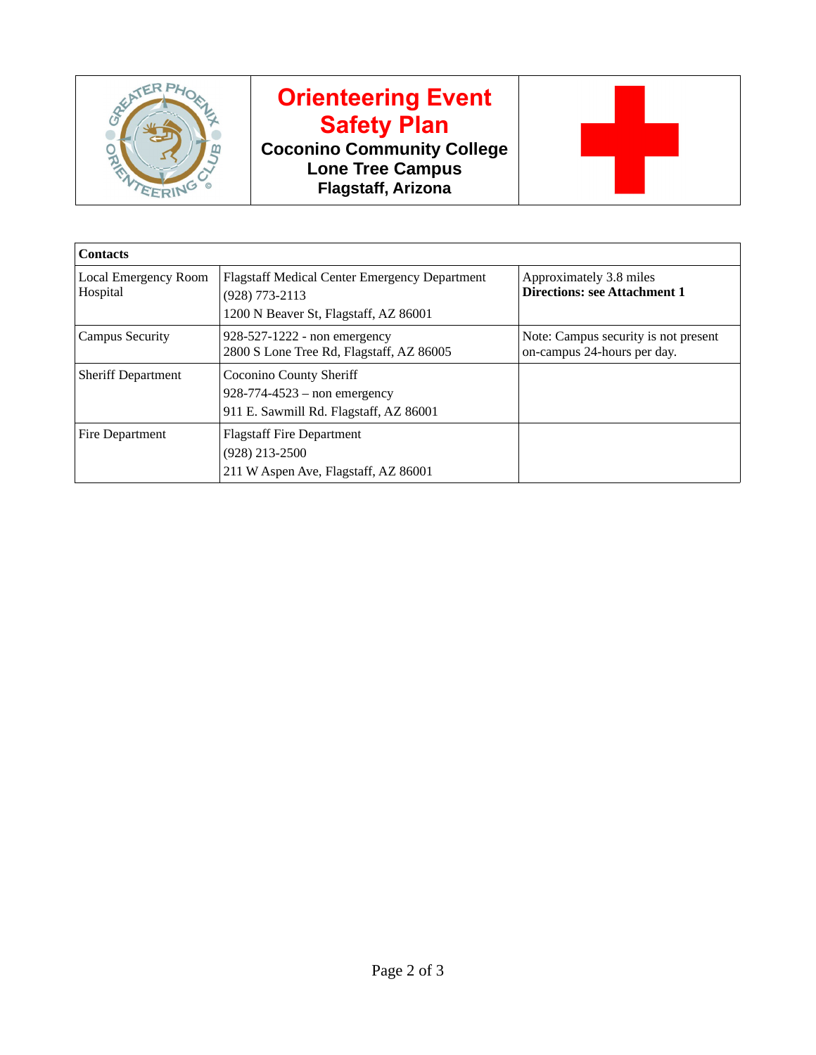# Orienteering Event Safety Plan

**Coconino Community College**
**Lone Tree Campus**
**Flagstaff, Arizona**

| **Contacts** | | |
|---|---|---|
| Local Emergency Room Hospital | Flagstaff Medical Center Emergency Department<br>(928) 773-2113<br>1200 N Beaver St, Flagstaff, AZ 86001 | Approximately 3.8 miles<br>**Directions: see Attachment 1** |
| Campus Security | 928-527-1222 - non emergency<br>2800 S Lone Tree Rd, Flagstaff, AZ 86005 | Note: Campus security is not present on-campus 24-hours per day. |
| Sheriff Department | Coconino County Sheriff<br>928-774-4523 – non emergency<br>911 E. Sawmill Rd. Flagstaff, AZ 86001 | |
| Fire Department | Flagstaff Fire Department<br>(928) 213-2500<br>211 W Aspen Ave, Flagstaff, AZ 86001 | |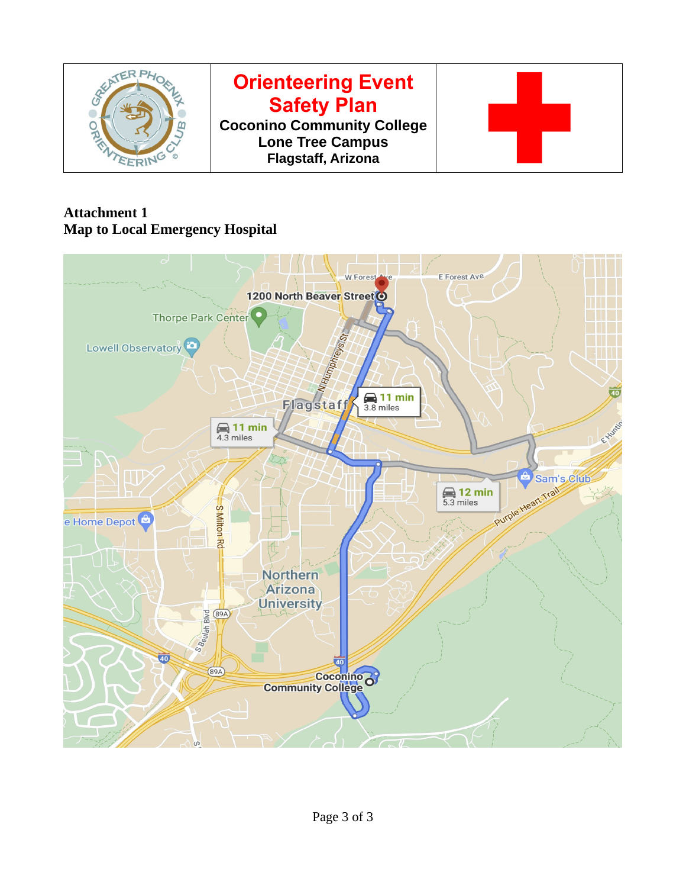| | | |
|---|---|---|
| | **Orienteering Event Safety Plan**<br>**Coconino Community College**<br>**Lone Tree Campus**<br>**Flagstaff, Arizona** | |

**Attachment 1**
**Map to Local Emergency Hospital**

W Forest Ave
E Forest Ave
1200 North Beaver Street
Thorpe Park Center
Lowell Observatory
N Humphreys St
Flagstaff
11 min
3.8 miles
11 min
4.3 miles
Sam's Club
12 min
5.3 miles
Purple Heart Trail
E Huntington
40
e Home Depot
S Milton Rd
Northern Arizona University
S Beulah Blvd
89A
40
89A
40
Coconino Community College